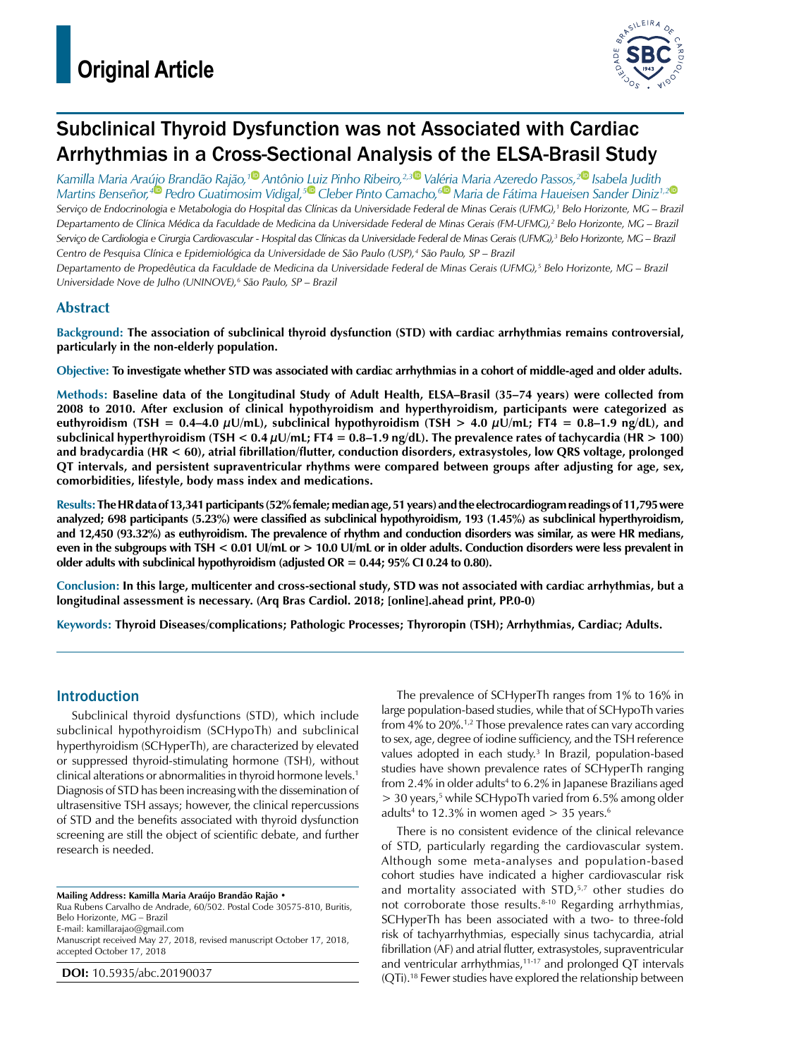# Original Article

# Subclinical Thyroid Dysfunction was not Associated with Cardiac Arrhythmias in a Cross-Sectional Analysis of the ELSA-Brasil Study

*Kamilla Maria Araújo Brandão Rajão,[1] Antônio Luiz Pinho Ribeiro,[2,3] Valéria Maria Azeredo Passos,[2] Isabela Judith Martins Benseñor,[4] Pedro Guatimosim Vidigal,[5] Cleber Pinto Camacho,[6] Maria de Fátima Haueisen Sander Diniz[1,2]*

*Serviço de Endocrinologia e Metabologia do Hospital das Clínicas da Universidade Federal de Minas Gerais (UFMG),[1] Belo Horizonte, MG – Brazil*
*Departamento de Clínica Médica da Faculdade de Medicina da Universidade Federal de Minas Gerais (FM-UFMG),[2] Belo Horizonte, MG – Brazil*
*Serviço de Cardiologia e Cirurgia Cardiovascular - Hospital das Clínicas da Universidade Federal de Minas Gerais (UFMG),[3] Belo Horizonte, MG – Brazil*
*Centro de Pesquisa Clínica e Epidemiológica da Universidade de São Paulo (USP),[4] São Paulo, SP – Brazil*
*Departamento de Propedêutica da Faculdade de Medicina da Universidade Federal de Minas Gerais (UFMG),[5] Belo Horizonte, MG – Brazil*
*Universidade Nove de Julho (UNINOVE),[6] São Paulo, SP – Brazil*

## Abstract

**Background:** **The association of subclinical thyroid dysfunction (STD) with cardiac arrhythmias remains controversial, particularly in the non-elderly population.**

**Objective:** **To investigate whether STD was associated with cardiac arrhythmias in a cohort of middle-aged and older adults.**

**Methods:** **Baseline data of the Longitudinal Study of Adult Health, ELSA–Brasil (35–74 years) were collected from 2008 to 2010. After exclusion of clinical hypothyroidism and hyperthyroidism, participants were categorized as euthyroidism (TSH = 0.4–4.0 μU/mL), subclinical hypothyroidism (TSH > 4.0 μU/mL; FT4 = 0.8–1.9 ng/dL), and subclinical hyperthyroidism (TSH < 0.4 μU/mL; FT4 = 0.8–1.9 ng/dL). The prevalence rates of tachycardia (HR > 100) and bradycardia (HR < 60), atrial fibrillation/flutter, conduction disorders, extrasystoles, low QRS voltage, prolonged QT intervals, and persistent supraventricular rhythms were compared between groups after adjusting for age, sex, comorbidities, lifestyle, body mass index and medications.**

**Results:** **The HR data of 13,341 participants (52% female; median age, 51 years) and the electrocardiogram readings of 11,795 were analyzed; 698 participants (5.23%) were classified as subclinical hypothyroidism, 193 (1.45%) as subclinical hyperthyroidism, and 12,450 (93.32%) as euthyroidism. The prevalence of rhythm and conduction disorders was similar, as were HR medians, even in the subgroups with TSH < 0.01 UI/mL or > 10.0 UI/mL or in older adults. Conduction disorders were less prevalent in older adults with subclinical hypothyroidism (adjusted OR = 0.44; 95% CI 0.24 to 0.80).**

**Conclusion:** **In this large, multicenter and cross-sectional study, STD was not associated with cardiac arrhythmias, but a longitudinal assessment is necessary. (Arq Bras Cardiol. 2018; [online].ahead print, PP.0-0)**

**Keywords:** **Thyroid Diseases/complications; Pathologic Processes; Thyroropin (TSH); Arrhythmias, Cardiac; Adults.**

## Introduction

Subclinical thyroid dysfunctions (STD), which include subclinical hypothyroidism (SCHypoTh) and subclinical hyperthyroidism (SCHyperTh), are characterized by elevated or suppressed thyroid-stimulating hormone (TSH), without clinical alterations or abnormalities in thyroid hormone levels.[1] Diagnosis of STD has been increasing with the dissemination of ultrasensitive TSH assays; however, the clinical repercussions of STD and the benefits associated with thyroid dysfunction screening are still the object of scientific debate, and further research is needed.

The prevalence of SCHyperTh ranges from 1% to 16% in large population-based studies, while that of SCHypoTh varies from 4% to 20%.[1,2] Those prevalence rates can vary according to sex, age, degree of iodine sufficiency, and the TSH reference values adopted in each study.[3] In Brazil, population-based studies have shown prevalence rates of SCHyperTh ranging from 2.4% in older adults[4] to 6.2% in Japanese Brazilians aged > 30 years,[5] while SCHypoTh varied from 6.5% among older adults[4] to 12.3% in women aged > 35 years.[6]

There is no consistent evidence of the clinical relevance of STD, particularly regarding the cardiovascular system. Although some meta-analyses and population-based cohort studies have indicated a higher cardiovascular risk and mortality associated with STD,[5,7] other studies do not corroborate those results.[8-10] Regarding arrhythmias, SCHyperTh has been associated with a two- to three-fold risk of tachyarrhythmias, especially sinus tachycardia, atrial fibrillation (AF) and atrial flutter, extrasystoles, supraventricular and ventricular arrhythmias,[11-17] and prolonged QT intervals (QTi).[18] Fewer studies have explored the relationship between

---

**Mailing Address: Kamilla Maria Araújo Brandão Rajão •**
Rua Rubens Carvalho de Andrade, 60/502. Postal Code 30575-810, Buritis, Belo Horizonte, MG – Brazil
E-mail: kamillarajao@gmail.com
Manuscript received May 27, 2018, revised manuscript October 17, 2018, accepted October 17, 2018

**DOI:** 10.5935/abc.20190037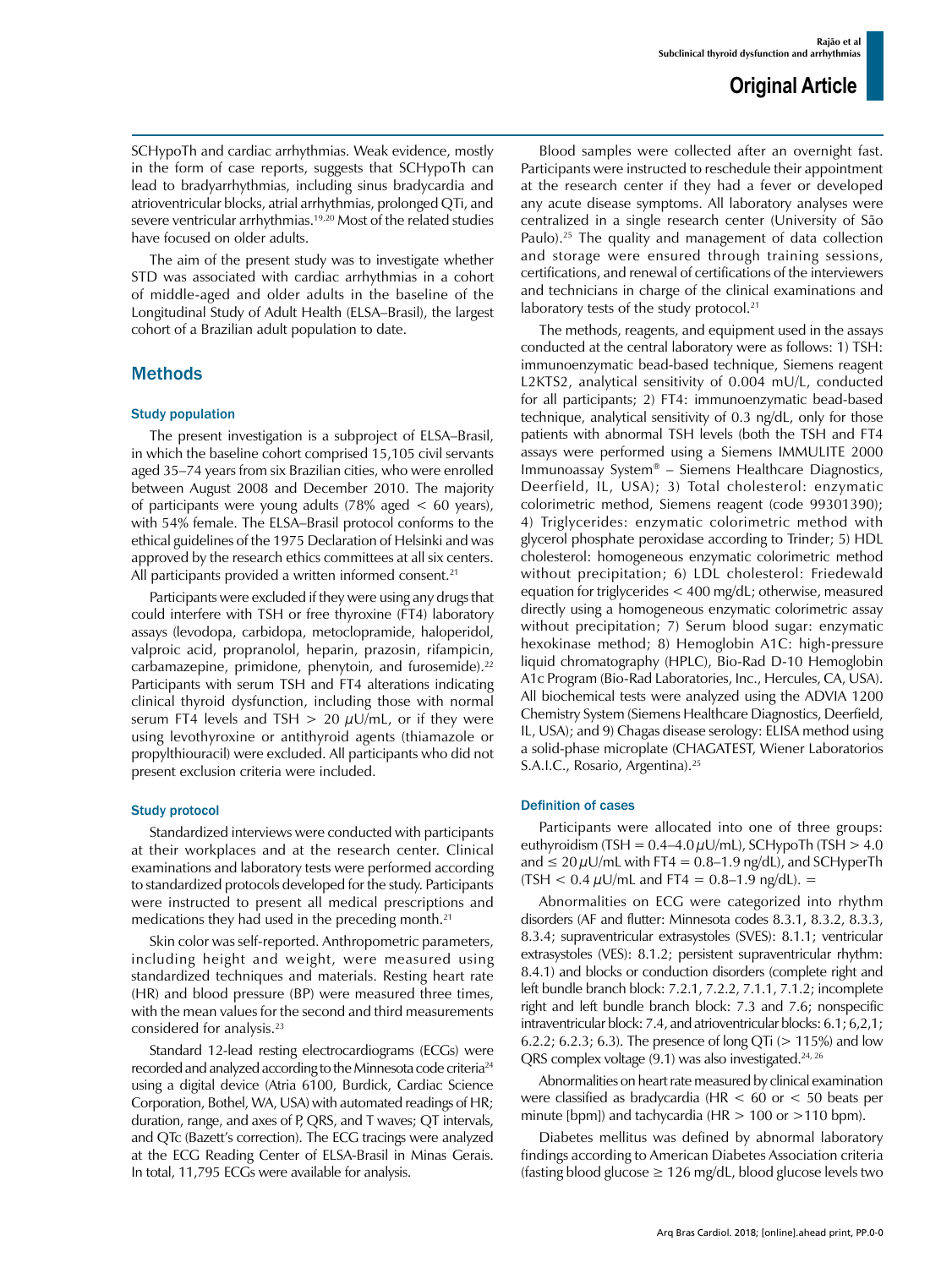SCHypoTh and cardiac arrhythmias. Weak evidence, mostly in the form of case reports, suggests that SCHypoTh can lead to bradyarrhythmias, including sinus bradycardia and atrioventricular blocks, atrial arrhythmias, prolonged QTi, and severe ventricular arrhythmias.[19,20] Most of the related studies have focused on older adults.

The aim of the present study was to investigate whether STD was associated with cardiac arrhythmias in a cohort of middle-aged and older adults in the baseline of the Longitudinal Study of Adult Health (ELSA–Brasil), the largest cohort of a Brazilian adult population to date.

## Methods

### Study population

The present investigation is a subproject of ELSA–Brasil, in which the baseline cohort comprised 15,105 civil servants aged 35–74 years from six Brazilian cities, who were enrolled between August 2008 and December 2010. The majority of participants were young adults (78% aged < 60 years), with 54% female. The ELSA–Brasil protocol conforms to the ethical guidelines of the 1975 Declaration of Helsinki and was approved by the research ethics committees at all six centers. All participants provided a written informed consent.[21]

Participants were excluded if they were using any drugs that could interfere with TSH or free thyroxine (FT4) laboratory assays (levodopa, carbidopa, metoclopramide, haloperidol, valproic acid, propranolol, heparin, prazosin, rifampicin, carbamazepine, primidone, phenytoin, and furosemide).[22] Participants with serum TSH and FT4 alterations indicating clinical thyroid dysfunction, including those with normal serum FT4 levels and TSH > 20 $\mu$U/mL, or if they were using levothyroxine or antithyroid agents (thiamazole or propylthiouracil) were excluded. All participants who did not present exclusion criteria were included.

### Study protocol

Standardized interviews were conducted with participants at their workplaces and at the research center. Clinical examinations and laboratory tests were performed according to standardized protocols developed for the study. Participants were instructed to present all medical prescriptions and medications they had used in the preceding month.[21]

Skin color was self-reported. Anthropometric parameters, including height and weight, were measured using standardized techniques and materials. Resting heart rate (HR) and blood pressure (BP) were measured three times, with the mean values for the second and third measurements considered for analysis.[23]

Standard 12-lead resting electrocardiograms (ECGs) were recorded and analyzed according to the Minnesota code criteria[24] using a digital device (Atria 6100, Burdick, Cardiac Science Corporation, Bothel, WA, USA) with automated readings of HR; duration, range, and axes of P, QRS, and T waves; QT intervals, and QTc (Bazett's correction). The ECG tracings were analyzed at the ECG Reading Center of ELSA-Brasil in Minas Gerais. In total, 11,795 ECGs were available for analysis.

Blood samples were collected after an overnight fast. Participants were instructed to reschedule their appointment at the research center if they had a fever or developed any acute disease symptoms. All laboratory analyses were centralized in a single research center (University of São Paulo).[25] The quality and management of data collection and storage were ensured through training sessions, certifications, and renewal of certifications of the interviewers and technicians in charge of the clinical examinations and laboratory tests of the study protocol.[21]

The methods, reagents, and equipment used in the assays conducted at the central laboratory were as follows: 1) TSH: immunoenzymatic bead-based technique, Siemens reagent L2KTS2, analytical sensitivity of 0.004 mU/L, conducted for all participants; 2) FT4: immunoenzymatic bead-based technique, analytical sensitivity of 0.3 ng/dL, only for those patients with abnormal TSH levels (both the TSH and FT4 assays were performed using a Siemens IMMULITE 2000 Immunoassay System® – Siemens Healthcare Diagnostics, Deerfield, IL, USA); 3) Total cholesterol: enzymatic colorimetric method, Siemens reagent (code 99301390); 4) Triglycerides: enzymatic colorimetric method with glycerol phosphate peroxidase according to Trinder; 5) HDL cholesterol: homogeneous enzymatic colorimetric method without precipitation; 6) LDL cholesterol: Friedewald equation for triglycerides < 400 mg/dL; otherwise, measured directly using a homogeneous enzymatic colorimetric assay without precipitation; 7) Serum blood sugar: enzymatic hexokinase method; 8) Hemoglobin A1C: high-pressure liquid chromatography (HPLC), Bio-Rad D-10 Hemoglobin A1c Program (Bio-Rad Laboratories, Inc., Hercules, CA, USA). All biochemical tests were analyzed using the ADVIA 1200 Chemistry System (Siemens Healthcare Diagnostics, Deerfield, IL, USA); and 9) Chagas disease serology: ELISA method using a solid-phase microplate (CHAGATEST, Wiener Laboratorios S.A.I.C., Rosario, Argentina).[25]

### Definition of cases

Participants were allocated into one of three groups: euthyroidism (TSH = 0.4–4.0 $\mu$U/mL), SCHypoTh (TSH > 4.0 and ≤ 20 $\mu$U/mL with FT4 = 0.8–1.9 ng/dL), and SCHyperTh (TSH < 0.4 $\mu$U/mL and FT4 = 0.8–1.9 ng/dL). =

Abnormalities on ECG were categorized into rhythm disorders (AF and flutter: Minnesota codes 8.3.1, 8.3.2, 8.3.3, 8.3.4; supraventricular extrasystoles (SVES): 8.1.1; ventricular extrasystoles (VES): 8.1.2; persistent supraventricular rhythm: 8.4.1) and blocks or conduction disorders (complete right and left bundle branch block: 7.2.1, 7.2.2, 7.1.1, 7.1.2; incomplete right and left bundle branch block: 7.3 and 7.6; nonspecific intraventricular block: 7.4, and atrioventricular blocks: 6.1; 6,2,1; 6.2.2; 6.2.3; 6.3). The presence of long QTi (> 115%) and low QRS complex voltage (9.1) was also investigated.[24,26]

Abnormalities on heart rate measured by clinical examination were classified as bradycardia (HR < 60 or < 50 beats per minute [bpm]) and tachycardia (HR > 100 or >110 bpm).

Diabetes mellitus was defined by abnormal laboratory findings according to American Diabetes Association criteria (fasting blood glucose ≥ 126 mg/dL, blood glucose levels two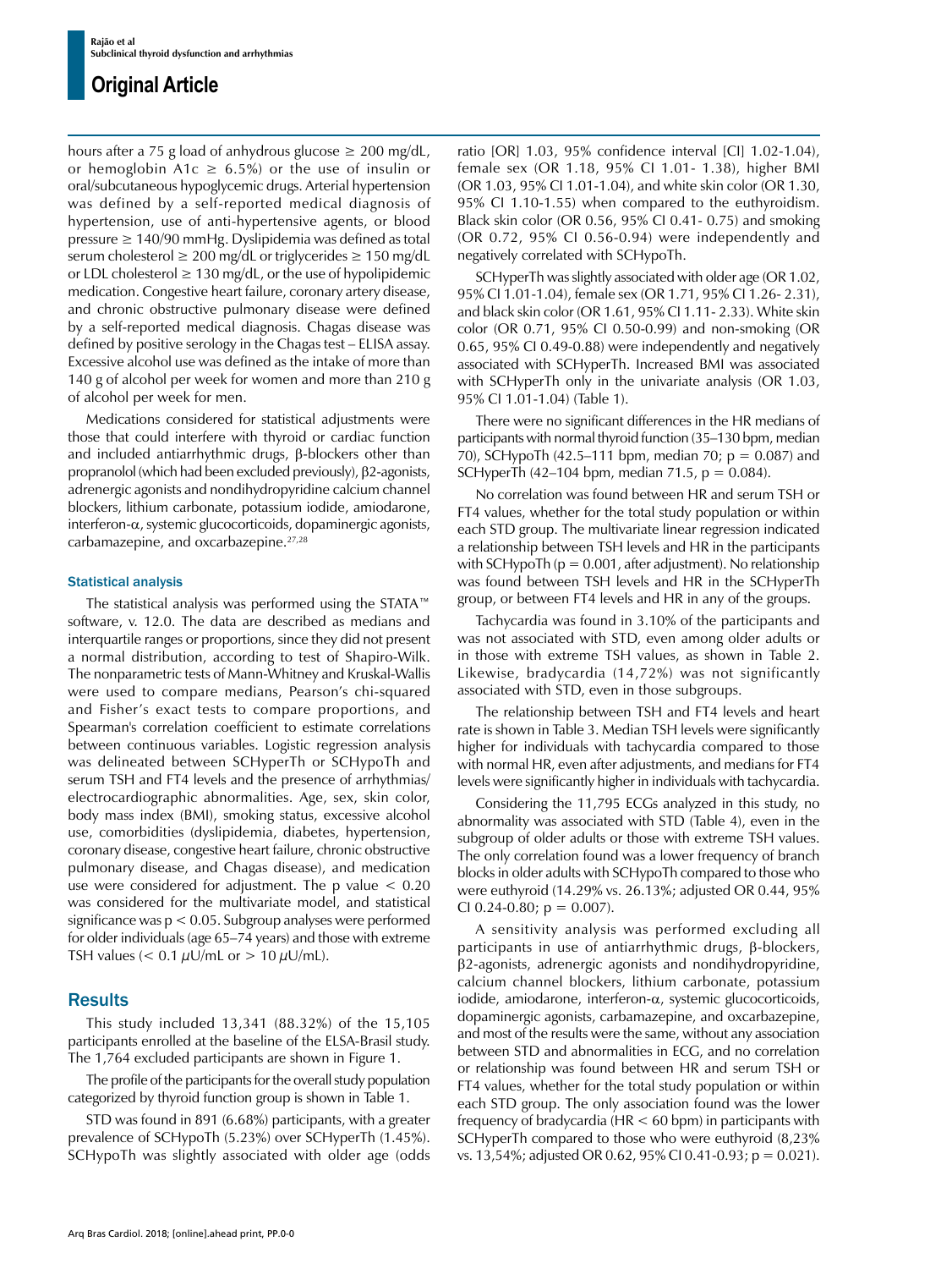hours after a 75 g load of anhydrous glucose ≥ 200 mg/dL, or hemoglobin A1c ≥ 6.5%) or the use of insulin or oral/subcutaneous hypoglycemic drugs. Arterial hypertension was defined by a self-reported medical diagnosis of hypertension, use of anti-hypertensive agents, or blood pressure ≥ 140/90 mmHg. Dyslipidemia was defined as total serum cholesterol ≥ 200 mg/dL or triglycerides ≥ 150 mg/dL or LDL cholesterol ≥ 130 mg/dL, or the use of hypolipidemic medication. Congestive heart failure, coronary artery disease, and chronic obstructive pulmonary disease were defined by a self-reported medical diagnosis. Chagas disease was defined by positive serology in the Chagas test – ELISA assay. Excessive alcohol use was defined as the intake of more than 140 g of alcohol per week for women and more than 210 g of alcohol per week for men.

Medications considered for statistical adjustments were those that could interfere with thyroid or cardiac function and included antiarrhythmic drugs, β-blockers other than propranolol (which had been excluded previously), β2-agonists, adrenergic agonists and nondihydropyridine calcium channel blockers, lithium carbonate, potassium iodide, amiodarone, interferon-α, systemic glucocorticoids, dopaminergic agonists, carbamazepine, and oxcarbazepine.[27,28]

### Statistical analysis

The statistical analysis was performed using the STATA™ software, v. 12.0. The data are described as medians and interquartile ranges or proportions, since they did not present a normal distribution, according to test of Shapiro-Wilk. The nonparametric tests of Mann-Whitney and Kruskal-Wallis were used to compare medians, Pearson's chi-squared and Fisher's exact tests to compare proportions, and Spearman's correlation coefficient to estimate correlations between continuous variables. Logistic regression analysis was delineated between SCHyperTh or SCHypoTh and serum TSH and FT4 levels and the presence of arrhythmias/electrocardiographic abnormalities. Age, sex, skin color, body mass index (BMI), smoking status, excessive alcohol use, comorbidities (dyslipidemia, diabetes, hypertension, coronary disease, congestive heart failure, chronic obstructive pulmonary disease, and Chagas disease), and medication use were considered for adjustment. The p value < 0.20 was considered for the multivariate model, and statistical significance was p < 0.05. Subgroup analyses were performed for older individuals (age 65–74 years) and those with extreme TSH values (< 0.1 μU/mL or > 10 μU/mL).

## Results

This study included 13,341 (88.32%) of the 15,105 participants enrolled at the baseline of the ELSA-Brasil study. The 1,764 excluded participants are shown in Figure 1.

The profile of the participants for the overall study population categorized by thyroid function group is shown in Table 1.

STD was found in 891 (6.68%) participants, with a greater prevalence of SCHypoTh (5.23%) over SCHyperTh (1.45%). SCHypoTh was slightly associated with older age (odds ratio [OR] 1.03, 95% confidence interval [CI] 1.02-1.04), female sex (OR 1.18, 95% CI 1.01- 1.38), higher BMI (OR 1.03, 95% CI 1.01-1.04), and white skin color (OR 1.30, 95% CI 1.10-1.55) when compared to the euthyroidism. Black skin color (OR 0.56, 95% CI 0.41- 0.75) and smoking (OR 0.72, 95% CI 0.56-0.94) were independently and negatively correlated with SCHypoTh.

SCHyperTh was slightly associated with older age (OR 1.02, 95% CI 1.01-1.04), female sex (OR 1.71, 95% CI 1.26- 2.31), and black skin color (OR 1.61, 95% CI 1.11- 2.33). White skin color (OR 0.71, 95% CI 0.50-0.99) and non-smoking (OR 0.65, 95% CI 0.49-0.88) were independently and negatively associated with SCHyperTh. Increased BMI was associated with SCHyperTh only in the univariate analysis (OR 1.03, 95% CI 1.01-1.04) (Table 1).

There were no significant differences in the HR medians of participants with normal thyroid function (35–130 bpm, median 70), SCHypoTh (42.5–111 bpm, median 70; p = 0.087) and SCHyperTh (42–104 bpm, median 71.5, p = 0.084).

No correlation was found between HR and serum TSH or FT4 values, whether for the total study population or within each STD group. The multivariate linear regression indicated a relationship between TSH levels and HR in the participants with SCHypoTh (p = 0.001, after adjustment). No relationship was found between TSH levels and HR in the SCHyperTh group, or between FT4 levels and HR in any of the groups.

Tachycardia was found in 3.10% of the participants and was not associated with STD, even among older adults or in those with extreme TSH values, as shown in Table 2. Likewise, bradycardia (14,72%) was not significantly associated with STD, even in those subgroups.

The relationship between TSH and FT4 levels and heart rate is shown in Table 3. Median TSH levels were significantly higher for individuals with tachycardia compared to those with normal HR, even after adjustments, and medians for FT4 levels were significantly higher in individuals with tachycardia.

Considering the 11,795 ECGs analyzed in this study, no abnormality was associated with STD (Table 4), even in the subgroup of older adults or those with extreme TSH values. The only correlation found was a lower frequency of branch blocks in older adults with SCHypoTh compared to those who were euthyroid (14.29% vs. 26.13%; adjusted OR 0.44, 95% CI 0.24-0.80; p = 0.007).

A sensitivity analysis was performed excluding all participants in use of antiarrhythmic drugs, β-blockers, β2-agonists, adrenergic agonists and nondihydropyridine, calcium channel blockers, lithium carbonate, potassium iodide, amiodarone, interferon-α, systemic glucocorticoids, dopaminergic agonists, carbamazepine, and oxcarbazepine, and most of the results were the same, without any association between STD and abnormalities in ECG, and no correlation or relationship was found between HR and serum TSH or FT4 values, whether for the total study population or within each STD group. The only association found was the lower frequency of bradycardia (HR < 60 bpm) in participants with SCHyperTh compared to those who were euthyroid (8,23% vs. 13,54%; adjusted OR 0.62, 95% CI 0.41-0.93; p = 0.021).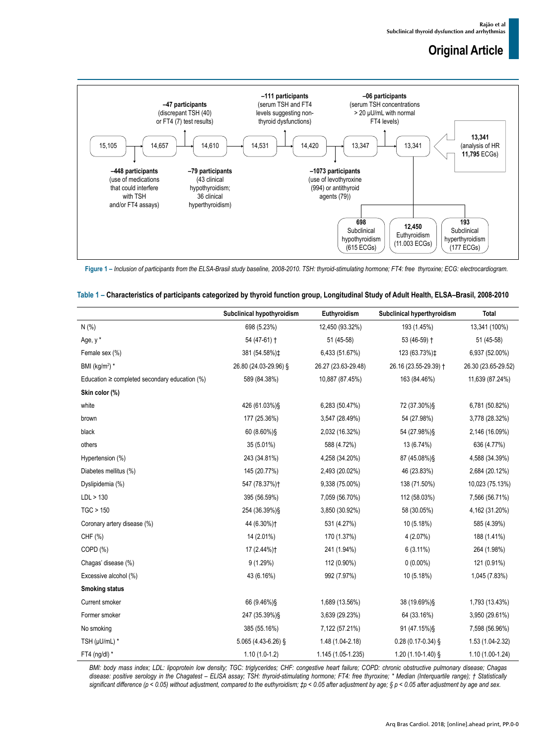15,105 → −448 participants (use of medications that could interfere with TSH and/or FT4 assays) → 14,657 → −47 participants (discrepant TSH (40) or FT4 (7) test results) → 14,610 → −79 participants (43 clinical hypothyroidism; 36 clinical hyperthyroidism) → 14,531 → −111 participants (serum TSH and FT4 levels suggesting non-thyroid dysfunctions) → 14,420 → −1073 participants (use of levothyroxine (994) or antithyroid agents (79)) → 13,347 → −06 participants (serum TSH concentrations > 20 µU/mL with normal FT4 levels) → 13,341

**13,341** (analysis of HR **11,795** ECGs)

- **698** Subclinical hypothyroidism (615 ECGs)
- **12,450** Euthyroidism (11.003 ECGs)
- **193** Subclinical hyperthyroidism (177 ECGs)

**Figure 1 –** *Inclusion of participants from the ELSA-Brasil study baseline, 2008-2010. TSH: thyroid-stimulating hormone; FT4: free thyroxine; ECG: electrocardiogram.*

**Table 1 – Characteristics of participants categorized by thyroid function group, Longitudinal Study of Adult Health, ELSA–Brasil, 2008-2010**

| | Subclinical hypothyroidism | Euthyroidism | Subclinical hyperthyroidism | Total |
|---|---|---|---|---|
| N (%) | 698 (5.23%) | 12,450 (93.32%) | 193 (1.45%) | 13,341 (100%) |
| Age, y * | 54 (47-61) † | 51 (45-58) | 53 (46-59) † | 51 (45-58) |
| Female sex (%) | 381 (54.58%)‡ | 6,433 (51.67%) | 123 (63.73%)‡ | 6,937 (52.00%) |
| BMI (kg/m$^2$) * | 26.80 (24.03-29.96) § | 26.27 (23.63-29.48) | 26.16 (23.55-29.39) † | 26.30 (23.65-29.52) |
| Education ≥ completed secondary education (%) | 589 (84.38%) | 10,887 (87.45%) | 163 (84.46%) | 11,639 (87.24%) |
| **Skin color (%)** | | | | |
| white | 426 (61.03%)§ | 6,283 (50.47%) | 72 (37.30%)§ | 6,781 (50.82%) |
| brown | 177 (25.36%) | 3,547 (28.49%) | 54 (27.98%) | 3,778 (28.32%) |
| black | 60 (8.60%)§ | 2,032 (16.32%) | 54 (27.98%)§ | 2,146 (16.09%) |
| others | 35 (5.01%) | 588 (4.72%) | 13 (6.74%) | 636 (4.77%) |
| Hypertension (%) | 243 (34.81%) | 4,258 (34.20%) | 87 (45.08%)§ | 4,588 (34.39%) |
| Diabetes mellitus (%) | 145 (20.77%) | 2,493 (20.02%) | 46 (23.83%) | 2,684 (20.12%) |
| Dyslipidemia (%) | 547 (78.37%)† | 9,338 (75.00%) | 138 (71.50%) | 10,023 (75.13%) |
| LDL > 130 | 395 (56.59%) | 7,059 (56.70%) | 112 (58.03%) | 7,566 (56.71%) |
| TGC > 150 | 254 (36.39%)§ | 3,850 (30.92%) | 58 (30.05%) | 4,162 (31.20%) |
| Coronary artery disease (%) | 44 (6.30%)† | 531 (4.27%) | 10 (5.18%) | 585 (4.39%) |
| CHF (%) | 14 (2.01%) | 170 (1.37%) | 4 (2.07%) | 188 (1.41%) |
| COPD (%) | 17 (2.44%)† | 241 (1.94%) | 6 (3.11%) | 264 (1.98%) |
| Chagas' disease (%) | 9 (1.29%) | 112 (0.90%) | 0 (0.00%) | 121 (0.91%) |
| Excessive alcohol (%) | 43 (6.16%) | 992 (7.97%) | 10 (5.18%) | 1,045 (7.83%) |
| **Smoking status** | | | | |
| Current smoker | 66 (9.46%)§ | 1,689 (13.56%) | 38 (19.69%)§ | 1,793 (13.43%) |
| Former smoker | 247 (35.39%)§ | 3,639 (29.23%) | 64 (33.16%) | 3,950 (29.61%) |
| No smoking | 385 (55.16%) | 7,122 (57.21%) | 91 (47.15%)§ | 7,598 (56.96%) |
| TSH (µU/mL) * | 5.065 (4.43-6.26) § | 1.48 (1.04-2.18) | 0.28 (0.17-0.34) § | 1.53 (1.04-2.32) |
| FT4 (ng/dl) * | 1.10 (1.0-1.2) | 1.145 (1.05-1.235) | 1.20 (1.10-1.40) § | 1.10 (1.00-1.24) |

*BMI: body mass index; LDL: lipoprotein low density; TGC: triglycerides; CHF: congestive heart failure; COPD: chronic obstructive pulmonary disease; Chagas disease: positive serology in the Chagatest – ELISA assay; TSH: thyroid-stimulating hormone; FT4: free thyroxine; * Median (Interquartile range); † Statistically significant difference (p < 0.05) without adjustment, compared to the euthyroidism; ‡p < 0.05 after adjustment by age; § p < 0.05 after adjustment by age and sex.*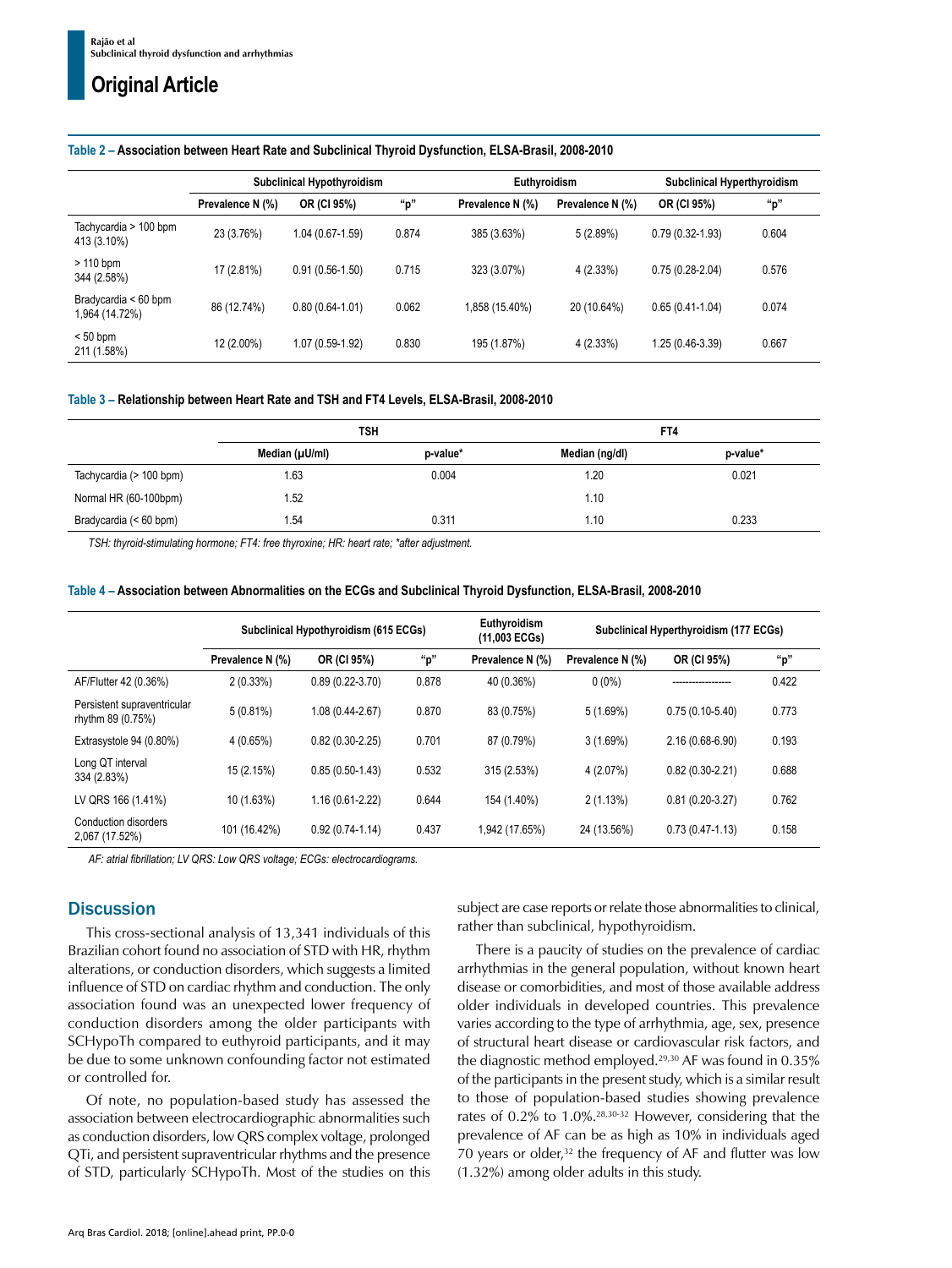**Table 2 – Association between Heart Rate and Subclinical Thyroid Dysfunction, ELSA-Brasil, 2008-2010**

| | Subclinical Hypothyroidism | | | Euthyroidism | Subclinical Hyperthyroidism | | |
|---|---|---|---|---|---|---|---|
| | Prevalence N (%) | OR (CI 95%) | "p" | Prevalence N (%) | Prevalence N (%) | OR (CI 95%) | "p" |
| Tachycardia > 100 bpm 413 (3.10%) | 23 (3.76%) | 1.04 (0.67-1.59) | 0.874 | 385 (3.63%) | 5 (2.89%) | 0.79 (0.32-1.93) | 0.604 |
| > 110 bpm 344 (2.58%) | 17 (2.81%) | 0.91 (0.56-1.50) | 0.715 | 323 (3.07%) | 4 (2.33%) | 0.75 (0.28-2.04) | 0.576 |
| Bradycardia < 60 bpm 1,964 (14.72%) | 86 (12.74%) | 0.80 (0.64-1.01) | 0.062 | 1,858 (15.40%) | 20 (10.64%) | 0.65 (0.41-1.04) | 0.074 |
| < 50 bpm 211 (1.58%) | 12 (2.00%) | 1.07 (0.59-1.92) | 0.830 | 195 (1.87%) | 4 (2.33%) | 1.25 (0.46-3.39) | 0.667 |

**Table 3 – Relationship between Heart Rate and TSH and FT4 Levels, ELSA-Brasil, 2008-2010**

| | TSH | | FT4 | |
|---|---|---|---|---|
| | Median (µU/ml) | p-value* | Median (ng/dl) | p-value* |
| Tachycardia (> 100 bpm) | 1.63 | 0.004 | 1.20 | 0.021 |
| Normal HR (60-100bpm) | 1.52 | | 1.10 | |
| Bradycardia (< 60 bpm) | 1.54 | 0.311 | 1.10 | 0.233 |

*TSH: thyroid-stimulating hormone; FT4: free thyroxine; HR: heart rate; *after adjustment.*

**Table 4 – Association between Abnormalities on the ECGs and Subclinical Thyroid Dysfunction, ELSA-Brasil, 2008-2010**

| | Subclinical Hypothyroidism (615 ECGs) | | | Euthyroidism (11,003 ECGs) | Subclinical Hyperthyroidism (177 ECGs) | | |
|---|---|---|---|---|---|---|---|
| | Prevalence N (%) | OR (CI 95%) | "p" | Prevalence N (%) | Prevalence N (%) | OR (CI 95%) | "p" |
| AF/Flutter 42 (0.36%) | 2 (0.33%) | 0.89 (0.22-3.70) | 0.878 | 40 (0.36%) | 0 (0%) | ----------------- | 0.422 |
| Persistent supraventricular rhythm 89 (0.75%) | 5 (0.81%) | 1.08 (0.44-2.67) | 0.870 | 83 (0.75%) | 5 (1.69%) | 0.75 (0.10-5.40) | 0.773 |
| Extrasystole 94 (0.80%) | 4 (0.65%) | 0.82 (0.30-2.25) | 0.701 | 87 (0.79%) | 3 (1.69%) | 2.16 (0.68-6.90) | 0.193 |
| Long QT interval 334 (2.83%) | 15 (2.15%) | 0.85 (0.50-1.43) | 0.532 | 315 (2.53%) | 4 (2.07%) | 0.82 (0.30-2.21) | 0.688 |
| LV QRS 166 (1.41%) | 10 (1.63%) | 1.16 (0.61-2.22) | 0.644 | 154 (1.40%) | 2 (1.13%) | 0.81 (0.20-3.27) | 0.762 |
| Conduction disorders 2,067 (17.52%) | 101 (16.42%) | 0.92 (0.74-1.14) | 0.437 | 1,942 (17.65%) | 24 (13.56%) | 0.73 (0.47-1.13) | 0.158 |

*AF: atrial fibrillation; LV QRS: Low QRS voltage; ECGs: electrocardiograms.*

## Discussion

This cross-sectional analysis of 13,341 individuals of this Brazilian cohort found no association of STD with HR, rhythm alterations, or conduction disorders, which suggests a limited influence of STD on cardiac rhythm and conduction. The only association found was an unexpected lower frequency of conduction disorders among the older participants with SCHypoTh compared to euthyroid participants, and it may be due to some unknown confounding factor not estimated or controlled for.

Of note, no population-based study has assessed the association between electrocardiographic abnormalities such as conduction disorders, low QRS complex voltage, prolonged QTi, and persistent supraventricular rhythms and the presence of STD, particularly SCHypoTh. Most of the studies on this subject are case reports or relate those abnormalities to clinical, rather than subclinical, hypothyroidism.

There is a paucity of studies on the prevalence of cardiac arrhythmias in the general population, without known heart disease or comorbidities, and most of those available address older individuals in developed countries. This prevalence varies according to the type of arrhythmia, age, sex, presence of structural heart disease or cardiovascular risk factors, and the diagnostic method employed.[29,30] AF was found in 0.35% of the participants in the present study, which is a similar result to those of population-based studies showing prevalence rates of 0.2% to 1.0%.[28,30-32] However, considering that the prevalence of AF can be as high as 10% in individuals aged 70 years or older,[32] the frequency of AF and flutter was low (1.32%) among older adults in this study.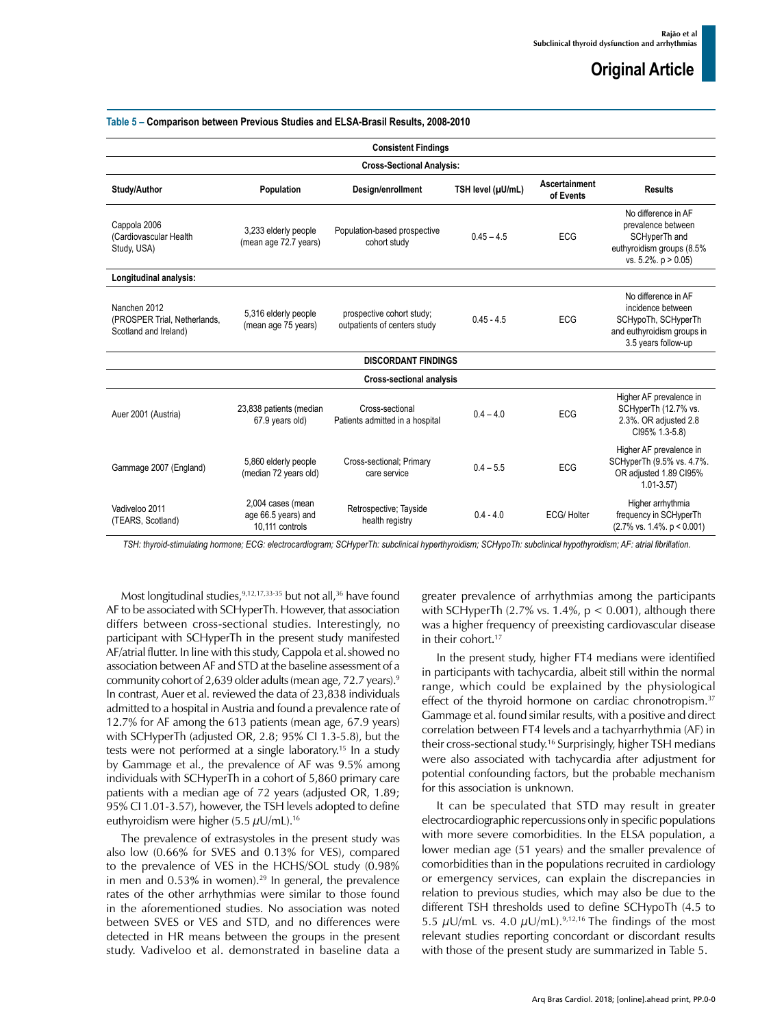**Table 5 – Comparison between Previous Studies and ELSA-Brasil Results, 2008-2010**

| Study/Author | Population | Design/enrollment | TSH level (µU/mL) | Ascertainment of Events | Results |
|---|---|---|---|---|---|
| **Consistent Findings** | | | | | |
| **Cross-Sectional Analysis:** | | | | | |
| Cappola 2006 (Cardiovascular Health Study, USA) | 3,233 elderly people (mean age 72.7 years) | Population-based prospective cohort study | 0.45 – 4.5 | ECG | No difference in AF prevalence between SCHyperTh and euthyroidism groups (8.5% vs. 5.2%. p > 0.05) |
| **Longitudinal analysis:** | | | | | |
| Nanchen 2012 (PROSPER Trial, Netherlands, Scotland and Ireland) | 5,316 elderly people (mean age 75 years) | prospective cohort study; outpatients of centers study | 0.45 - 4.5 | ECG | No difference in AF incidence between SCHypoTh, SCHyperTh and euthyroidism groups in 3.5 years follow-up |
| **DISCORDANT FINDINGS** | | | | | |
| **Cross-sectional analysis** | | | | | |
| Auer 2001 (Austria) | 23,838 patients (median 67.9 years old) | Cross-sectional Patients admitted in a hospital | 0.4 – 4.0 | ECG | Higher AF prevalence in SCHyperTh (12.7% vs. 2.3%. OR adjusted 2.8 CI95% 1.3-5.8) |
| Gammage 2007 (England) | 5,860 elderly people (median 72 years old) | Cross-sectional; Primary care service | 0.4 – 5.5 | ECG | Higher AF prevalence in SCHyperTh (9.5% vs. 4.7%. OR adjusted 1.89 CI95% 1.01-3.57) |
| Vadiveloo 2011 (TEARS, Scotland) | 2,004 cases (mean age 66.5 years) and 10,111 controls | Retrospective; Tayside health registry | 0.4 - 4.0 | ECG/ Holter | Higher arrhythmia frequency in SCHyperTh (2.7% vs. 1.4%. p < 0.001) |

*TSH: thyroid-stimulating hormone; ECG: electrocardiogram; SCHyperTh: subclinical hyperthyroidism; SCHypoTh: subclinical hypothyroidism; AF: atrial fibrillation.*

Most longitudinal studies,[9,12,17,33-35] but not all,[36] have found AF to be associated with SCHyperTh. However, that association differs between cross-sectional studies. Interestingly, no participant with SCHyperTh in the present study manifested AF/atrial flutter. In line with this study, Cappola et al. showed no association between AF and STD at the baseline assessment of a community cohort of 2,639 older adults (mean age, 72.7 years).[9] In contrast, Auer et al. reviewed the data of 23,838 individuals admitted to a hospital in Austria and found a prevalence rate of 12.7% for AF among the 613 patients (mean age, 67.9 years) with SCHyperTh (adjusted OR, 2.8; 95% CI 1.3-5.8), but the tests were not performed at a single laboratory.[15] In a study by Gammage et al., the prevalence of AF was 9.5% among individuals with SCHyperTh in a cohort of 5,860 primary care patients with a median age of 72 years (adjusted OR, 1.89; 95% CI 1.01-3.57), however, the TSH levels adopted to define euthyroidism were higher (5.5 $\mu$U/mL).[16]

The prevalence of extrasystoles in the present study was also low (0.66% for SVES and 0.13% for VES), compared to the prevalence of VES in the HCHS/SOL study (0.98% in men and 0.53% in women).[29] In general, the prevalence rates of the other arrhythmias were similar to those found in the aforementioned studies. No association was noted between SVES or VES and STD, and no differences were detected in HR means between the groups in the present study. Vadiveloo et al. demonstrated in baseline data a greater prevalence of arrhythmias among the participants with SCHyperTh (2.7% vs. 1.4%, $p < 0.001$), although there was a higher frequency of preexisting cardiovascular disease in their cohort.[17]

In the present study, higher FT4 medians were identified in participants with tachycardia, albeit still within the normal range, which could be explained by the physiological effect of the thyroid hormone on cardiac chronotropism.[37] Gammage et al. found similar results, with a positive and direct correlation between FT4 levels and a tachyarrhythmia (AF) in their cross-sectional study.[16] Surprisingly, higher TSH medians were also associated with tachycardia after adjustment for potential confounding factors, but the probable mechanism for this association is unknown.

It can be speculated that STD may result in greater electrocardiographic repercussions only in specific populations with more severe comorbidities. In the ELSA population, a lower median age (51 years) and the smaller prevalence of comorbidities than in the populations recruited in cardiology or emergency services, can explain the discrepancies in relation to previous studies, which may also be due to the different TSH thresholds used to define SCHypoTh (4.5 to 5.5 $\mu$U/mL vs. 4.0 $\mu$U/mL).[9,12,16] The findings of the most relevant studies reporting concordant or discordant results with those of the present study are summarized in Table 5.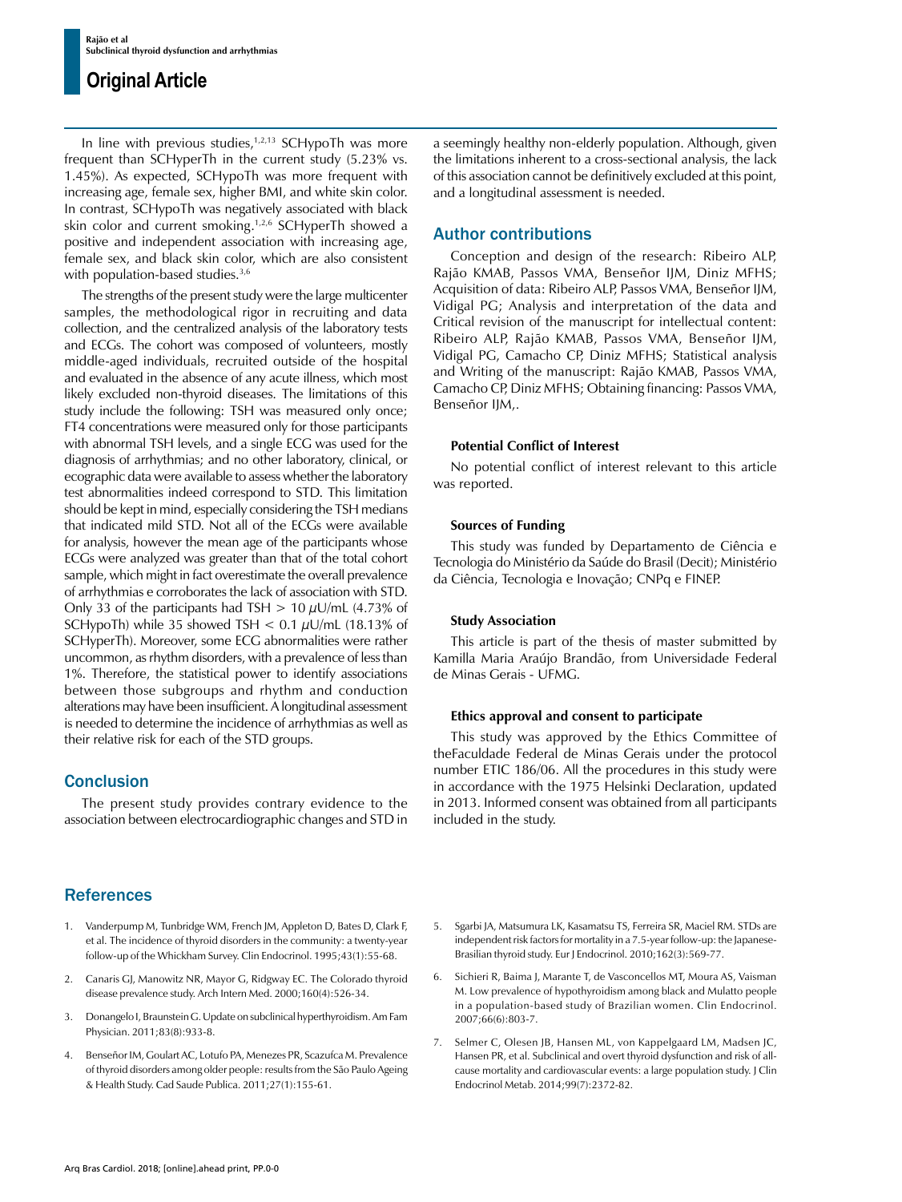In line with previous studies,[1,2,13] SCHypoTh was more frequent than SCHyperTh in the current study (5.23% vs. 1.45%). As expected, SCHypoTh was more frequent with increasing age, female sex, higher BMI, and white skin color. In contrast, SCHypoTh was negatively associated with black skin color and current smoking.[1,2,6] SCHyperTh showed a positive and independent association with increasing age, female sex, and black skin color, which are also consistent with population-based studies.[3,6]

The strengths of the present study were the large multicenter samples, the methodological rigor in recruiting and data collection, and the centralized analysis of the laboratory tests and ECGs. The cohort was composed of volunteers, mostly middle-aged individuals, recruited outside of the hospital and evaluated in the absence of any acute illness, which most likely excluded non-thyroid diseases. The limitations of this study include the following: TSH was measured only once; FT4 concentrations were measured only for those participants with abnormal TSH levels, and a single ECG was used for the diagnosis of arrhythmias; and no other laboratory, clinical, or ecographic data were available to assess whether the laboratory test abnormalities indeed correspond to STD. This limitation should be kept in mind, especially considering the TSH medians that indicated mild STD. Not all of the ECGs were available for analysis, however the mean age of the participants whose ECGs were analyzed was greater than that of the total cohort sample, which might in fact overestimate the overall prevalence of arrhythmias e corroborates the lack of association with STD. Only 33 of the participants had TSH > 10 $\mu$U/mL (4.73% of SCHypoTh) while 35 showed TSH < 0.1 $\mu$U/mL (18.13% of SCHyperTh). Moreover, some ECG abnormalities were rather uncommon, as rhythm disorders, with a prevalence of less than 1%. Therefore, the statistical power to identify associations between those subgroups and rhythm and conduction alterations may have been insufficient. A longitudinal assessment is needed to determine the incidence of arrhythmias as well as their relative risk for each of the STD groups.

## Conclusion

The present study provides contrary evidence to the association between electrocardiographic changes and STD in a seemingly healthy non-elderly population. Although, given the limitations inherent to a cross-sectional analysis, the lack of this association cannot be definitively excluded at this point, and a longitudinal assessment is needed.

## Author contributions

Conception and design of the research: Ribeiro ALP, Rajão KMAB, Passos VMA, Benseñor IJM, Diniz MFHS; Acquisition of data: Ribeiro ALP, Passos VMA, Benseñor IJM, Vidigal PG; Analysis and interpretation of the data and Critical revision of the manuscript for intellectual content: Ribeiro ALP, Rajão KMAB, Passos VMA, Benseñor IJM, Vidigal PG, Camacho CP, Diniz MFHS; Statistical analysis and Writing of the manuscript: Rajão KMAB, Passos VMA, Camacho CP, Diniz MFHS; Obtaining financing: Passos VMA, Benseñor IJM,.

### Potential Conflict of Interest

No potential conflict of interest relevant to this article was reported.

### Sources of Funding

This study was funded by Departamento de Ciência e Tecnologia do Ministério da Saúde do Brasil (Decit); Ministério da Ciência, Tecnologia e Inovação; CNPq e FINEP.

### Study Association

This article is part of the thesis of master submitted by Kamilla Maria Araújo Brandão, from Universidade Federal de Minas Gerais - UFMG.

### Ethics approval and consent to participate

This study was approved by the Ethics Committee of theFaculdade Federal de Minas Gerais under the protocol number ETIC 186/06. All the procedures in this study were in accordance with the 1975 Helsinki Declaration, updated in 2013. Informed consent was obtained from all participants included in the study.

## References

1. Vanderpump M, Tunbridge WM, French JM, Appleton D, Bates D, Clark F, et al. The incidence of thyroid disorders in the community: a twenty-year follow-up of the Whickham Survey. Clin Endocrinol. 1995;43(1):55-68.
2. Canaris GJ, Manowitz NR, Mayor G, Ridgway EC. The Colorado thyroid disease prevalence study. Arch Intern Med. 2000;160(4):526-34.
3. Donangelo I, Braunstein G. Update on subclinical hyperthyroidism. Am Fam Physician. 2011;83(8):933-8.
4. Benseñor IM, Goulart AC, Lotufo PA, Menezes PR, Scazufca M. Prevalence of thyroid disorders among older people: results from the São Paulo Ageing & Health Study. Cad Saude Publica. 2011;27(1):155-61.
5. Sgarbi JA, Matsumura LK, Kasamatsu TS, Ferreira SR, Maciel RM. STDs are independent risk factors for mortality in a 7.5-year follow-up: the Japanese-Brasilian thyroid study. Eur J Endocrinol. 2010;162(3):569-77.
6. Sichieri R, Baima J, Marante T, de Vasconcellos MT, Moura AS, Vaisman M. Low prevalence of hypothyroidism among black and Mulatto people in a population-based study of Brazilian women. Clin Endocrinol. 2007;66(6):803-7.
7. Selmer C, Olesen JB, Hansen ML, von Kappelgaard LM, Madsen JC, Hansen PR, et al. Subclinical and overt thyroid dysfunction and risk of all-cause mortality and cardiovascular events: a large population study. J Clin Endocrinol Metab. 2014;99(7):2372-82.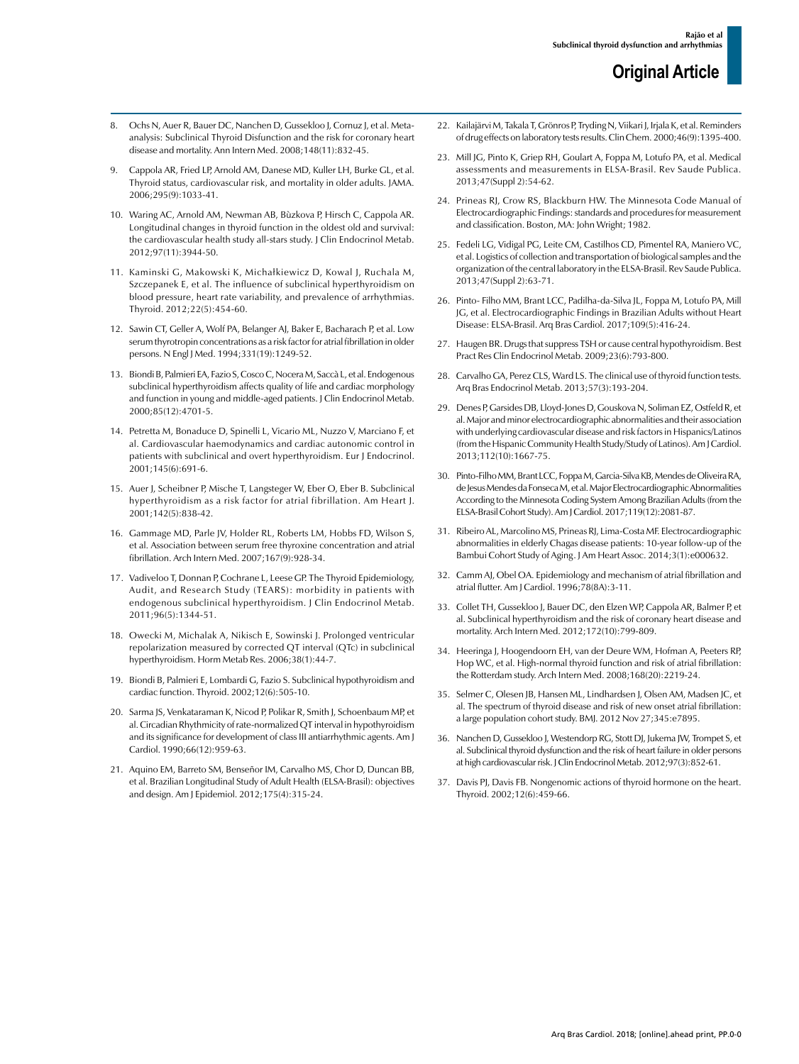8. Ochs N, Auer R, Bauer DC, Nanchen D, Gussekloo J, Cornuz J, et al. Meta-analysis: Subclinical Thyroid Disfunction and the risk for coronary heart disease and mortality. Ann Intern Med. 2008;148(11):832-45.

9. Cappola AR, Fried LP, Arnold AM, Danese MD, Kuller LH, Burke GL, et al. Thyroid status, cardiovascular risk, and mortality in older adults. JAMA. 2006;295(9):1033-41.

10. Waring AC, Arnold AM, Newman AB, Bùzkova P, Hirsch C, Cappola AR. Longitudinal changes in thyroid function in the oldest old and survival: the cardiovascular health study all-stars study. J Clin Endocrinol Metab. 2012;97(11):3944-50.

11. Kaminski G, Makowski K, Michałkiewicz D, Kowal J, Ruchala M, Szczepanek E, et al. The influence of subclinical hyperthyroidism on blood pressure, heart rate variability, and prevalence of arrhythmias. Thyroid. 2012;22(5):454-60.

12. Sawin CT, Geller A, Wolf PA, Belanger AJ, Baker E, Bacharach P, et al. Low serum thyrotropin concentrations as a risk factor for atrial fibrillation in older persons. N Engl J Med. 1994;331(19):1249-52.

13. Biondi B, Palmieri EA, Fazio S, Cosco C, Nocera M, Saccà L, et al. Endogenous subclinical hyperthyroidism affects quality of life and cardiac morphology and function in young and middle-aged patients. J Clin Endocrinol Metab. 2000;85(12):4701-5.

14. Petretta M, Bonaduce D, Spinelli L, Vicario ML, Nuzzo V, Marciano F, et al. Cardiovascular haemodynamics and cardiac autonomic control in patients with subclinical and overt hyperthyroidism. Eur J Endocrinol. 2001;145(6):691-6.

15. Auer J, Scheibner P, Mische T, Langsteger W, Eber O, Eber B. Subclinical hyperthyroidism as a risk factor for atrial fibrillation. Am Heart J. 2001;142(5):838-42.

16. Gammage MD, Parle JV, Holder RL, Roberts LM, Hobbs FD, Wilson S, et al. Association between serum free thyroxine concentration and atrial fibrillation. Arch Intern Med. 2007;167(9):928-34.

17. Vadiveloo T, Donnan P, Cochrane L, Leese GP. The Thyroid Epidemiology, Audit, and Research Study (TEARS): morbidity in patients with endogenous subclinical hyperthyroidism. J Clin Endocrinol Metab. 2011;96(5):1344-51.

18. Owecki M, Michalak A, Nikisch E, Sowinski J. Prolonged ventricular repolarization measured by corrected QT interval (QTc) in subclinical hyperthyroidism. Horm Metab Res. 2006;38(1):44-7.

19. Biondi B, Palmieri E, Lombardi G, Fazio S. Subclinical hypothyroidism and cardiac function. Thyroid. 2002;12(6):505-10.

20. Sarma JS, Venkataraman K, Nicod P, Polikar R, Smith J, Schoenbaum MP, et al. Circadian Rhythmicity of rate-normalized QT interval in hypothyroidism and its significance for development of class III antiarrhythmic agents. Am J Cardiol. 1990;66(12):959-63.

21. Aquino EM, Barreto SM, Benseñor IM, Carvalho MS, Chor D, Duncan BB, et al. Brazilian Longitudinal Study of Adult Health (ELSA-Brasil): objectives and design. Am J Epidemiol. 2012;175(4):315-24.

22. Kailajärvi M, Takala T, Grönros P, Tryding N, Viikari J, Irjala K, et al. Reminders of drug effects on laboratory tests results. Clin Chem. 2000;46(9):1395-400.

23. Mill JG, Pinto K, Griep RH, Goulart A, Foppa M, Lotufo PA, et al. Medical assessments and measurements in ELSA-Brasil. Rev Saude Publica. 2013;47(Suppl 2):54-62.

24. Prineas RJ, Crow RS, Blackburn HW. The Minnesota Code Manual of Electrocardiographic Findings: standards and procedures for measurement and classification. Boston, MA: John Wright; 1982.

25. Fedeli LG, Vidigal PG, Leite CM, Castilhos CD, Pimentel RA, Maniero VC, et al. Logistics of collection and transportation of biological samples and the organization of the central laboratory in the ELSA-Brasil. Rev Saude Publica. 2013;47(Suppl 2):63-71.

26. Pinto- Filho MM, Brant LCC, Padilha-da-Silva JL, Foppa M, Lotufo PA, Mill JG, et al. Electrocardiographic Findings in Brazilian Adults without Heart Disease: ELSA-Brasil. Arq Bras Cardiol. 2017;109(5):416-24.

27. Haugen BR. Drugs that suppress TSH or cause central hypothyroidism. Best Pract Res Clin Endocrinol Metab. 2009;23(6):793-800.

28. Carvalho GA, Perez CLS, Ward LS. The clinical use of thyroid function tests. Arq Bras Endocrinol Metab. 2013;57(3):193-204.

29. Denes P, Garsides DB, Lloyd-Jones D, Gouskova N, Soliman EZ, Ostfeld R, et al. Major and minor electrocardiographic abnormalities and their association with underlying cardiovascular disease and risk factors in Hispanics/Latinos (from the Hispanic Community Health Study/Study of Latinos). Am J Cardiol. 2013;112(10):1667-75.

30. Pinto-Filho MM, Brant LCC, Foppa M, Garcia-Silva KB, Mendes de Oliveira RA, de Jesus Mendes da Fonseca M, et al. Major Electrocardiographic Abnormalities According to the Minnesota Coding System Among Brazilian Adults (from the ELSA-Brasil Cohort Study). Am J Cardiol. 2017;119(12):2081-87.

31. Ribeiro AL, Marcolino MS, Prineas RJ, Lima-Costa MF. Electrocardiographic abnormalities in elderly Chagas disease patients: 10-year follow-up of the Bambui Cohort Study of Aging. J Am Heart Assoc. 2014;3(1):e000632.

32. Camm AJ, Obel OA. Epidemiology and mechanism of atrial fibrillation and atrial flutter. Am J Cardiol. 1996;78(8A):3-11.

33. Collet TH, Gussekloo J, Bauer DC, den Elzen WP, Cappola AR, Balmer P, et al. Subclinical hyperthyroidism and the risk of coronary heart disease and mortality. Arch Intern Med. 2012;172(10):799-809.

34. Heeringa J, Hoogendoorn EH, van der Deure WM, Hofman A, Peeters RP, Hop WC, et al. High-normal thyroid function and risk of atrial fibrillation: the Rotterdam study. Arch Intern Med. 2008;168(20):2219-24.

35. Selmer C, Olesen JB, Hansen ML, Lindhardsen J, Olsen AM, Madsen JC, et al. The spectrum of thyroid disease and risk of new onset atrial fibrillation: a large population cohort study. BMJ. 2012 Nov 27;345:e7895.

36. Nanchen D, Gussekloo J, Westendorp RG, Stott DJ, Jukema JW, Trompet S, et al. Subclinical thyroid dysfunction and the risk of heart failure in older persons at high cardiovascular risk. J Clin Endocrinol Metab. 2012;97(3):852-61.

37. Davis PJ, Davis FB. Nongenomic actions of thyroid hormone on the heart. Thyroid. 2002;12(6):459-66.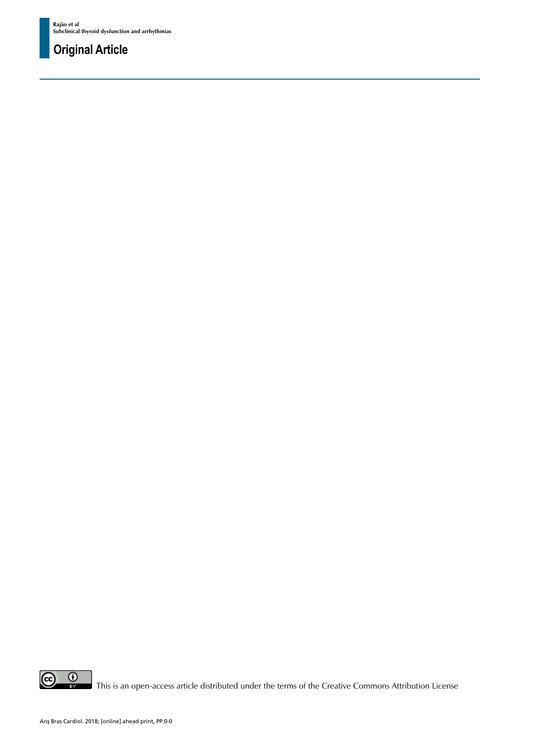This is an open-access article distributed under the terms of the Creative Commons Attribution License